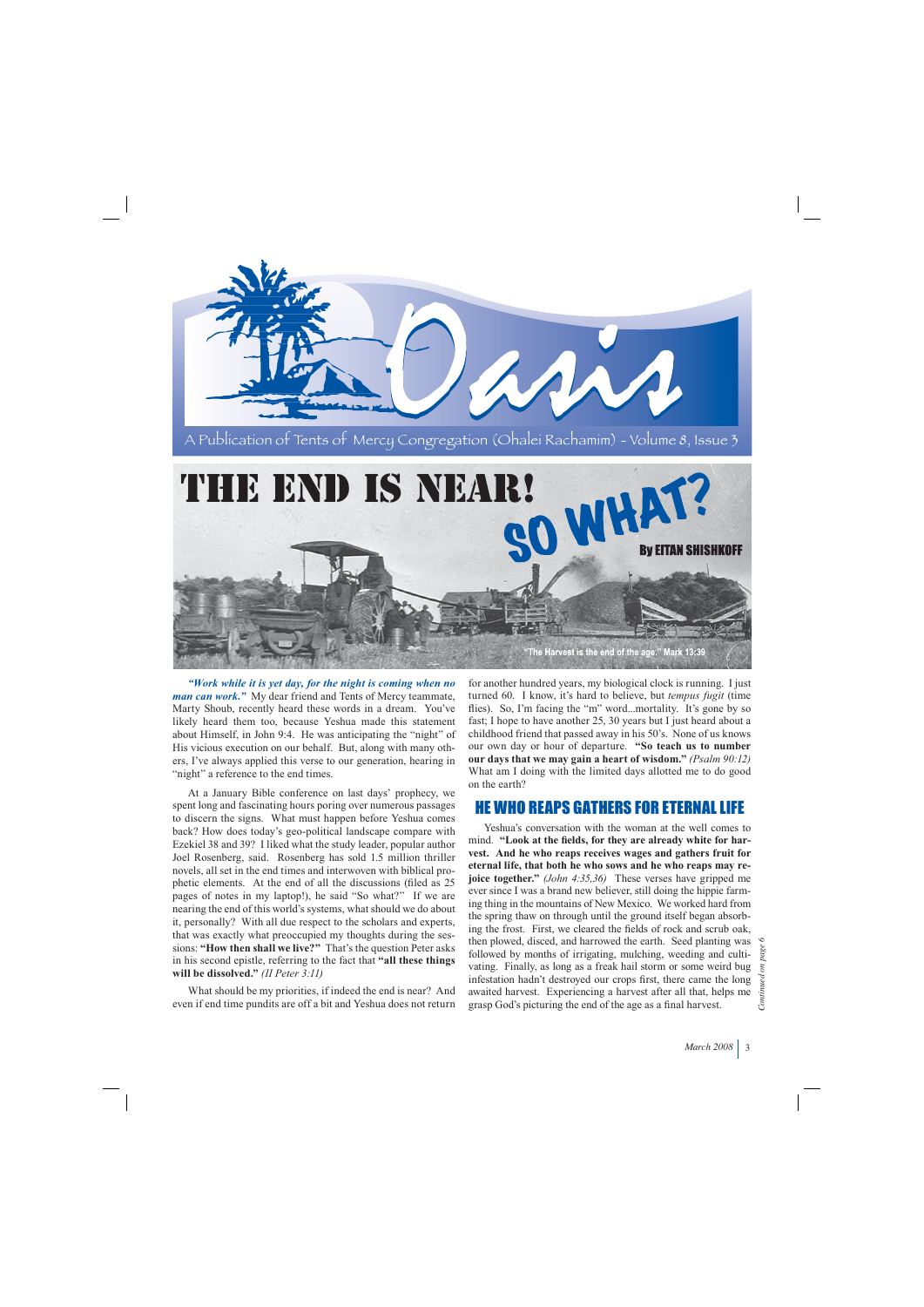# Oasis

A Publication of Tents of Mercy Congregation (Ohalei Rachamim) - Volume 8, Issue 3

# THE END IS NEAR! SO WHAT?

**By EITAN SHISHKOFF**

"The Harvest is the end of the age." Mark 13:39

***"Work while it is yet day, for the night is coming when no man can work."*** My dear friend and Tents of Mercy teammate, Marty Shoub, recently heard these words in a dream. You've likely heard them too, because Yeshua made this statement about Himself, in John 9:4. He was anticipating the "night" of His vicious execution on our behalf. But, along with many others, I've always applied this verse to our generation, hearing in "night" a reference to the end times.

At a January Bible conference on last days' prophecy, we spent long and fascinating hours poring over numerous passages to discern the signs. What must happen before Yeshua comes back? How does today's geo-political landscape compare with Ezekiel 38 and 39? I liked what the study leader, popular author Joel Rosenberg, said. Rosenberg has sold 1.5 million thriller novels, all set in the end times and interwoven with biblical prophetic elements. At the end of all the discussions (filed as 25 pages of notes in my laptop!), he said "So what?" If we are nearing the end of this world's systems, what should we do about it, personally? With all due respect to the scholars and experts, that was exactly what preoccupied my thoughts during the sessions: **"How then shall we live?"** That's the question Peter asks in his second epistle, referring to the fact that **"all these things will be dissolved."** *(II Peter 3:11)*

What should be my priorities, if indeed the end is near? And even if end time pundits are off a bit and Yeshua does not return for another hundred years, my biological clock is running. I just turned 60. I know, it's hard to believe, but *tempus fugit* (time flies). So, I'm facing the "m" word...mortality. It's gone by so fast; I hope to have another 25, 30 years but I just heard about a childhood friend that passed away in his 50's. None of us knows our own day or hour of departure. **"So teach us to number our days that we may gain a heart of wisdom."** *(Psalm 90:12)* What am I doing with the limited days allotted me to do good on the earth?

## HE WHO REAPS GATHERS FOR ETERNAL LIFE

Yeshua's conversation with the woman at the well comes to mind. **"Look at the fields, for they are already white for harvest. And he who reaps receives wages and gathers fruit for eternal life, that both he who sows and he who reaps may rejoice together."** *(John 4:35,36)* These verses have gripped me ever since I was a brand new believer, still doing the hippie farming thing in the mountains of New Mexico. We worked hard from the spring thaw on through until the ground itself began absorbing the frost. First, we cleared the fields of rock and scrub oak, then plowed, disced, and harrowed the earth. Seed planting was followed by months of irrigating, mulching, weeding and cultivating. Finally, as long as a freak hail storm or some weird bug infestation hadn't destroyed our crops first, there came the long awaited harvest. Experiencing a harvest after all that, helps me grasp God's picturing the end of the age as a final harvest.

*Continued on page 6*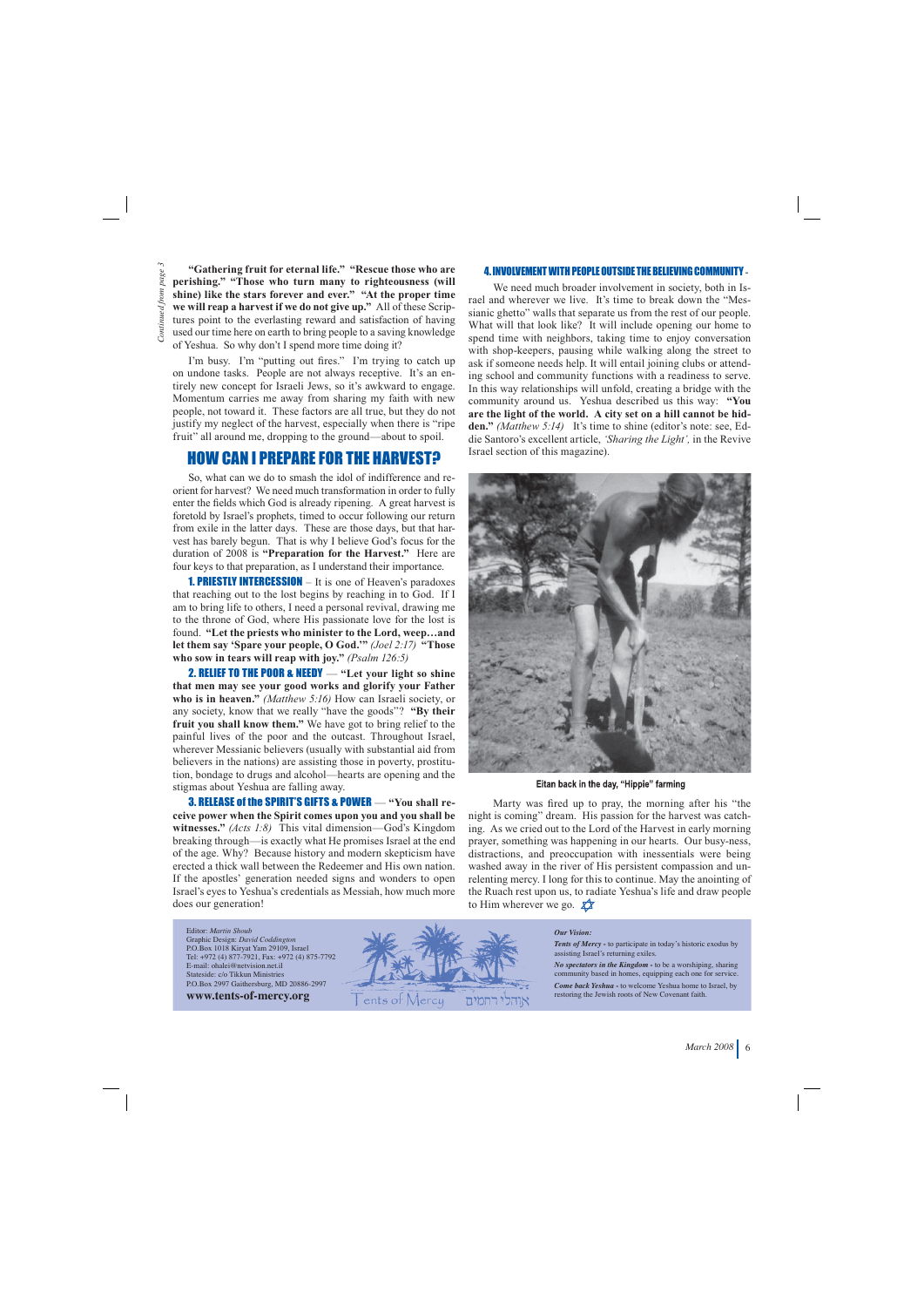*Continued from page 3*

**"Gathering fruit for eternal life." "Rescue those who are perishing." "Those who turn many to righteousness (will shine) like the stars forever and ever." "At the proper time we will reap a harvest if we do not give up."** All of these Scriptures point to the everlasting reward and satisfaction of having used our time here on earth to bring people to a saving knowledge of Yeshua. So why don't I spend more time doing it?

I'm busy. I'm "putting out fires." I'm trying to catch up on undone tasks. People are not always receptive. It's an entirely new concept for Israeli Jews, so it's awkward to engage. Momentum carries me away from sharing my faith with new people, not toward it. These factors are all true, but they do not justify my neglect of the harvest, especially when there is "ripe fruit" all around me, dropping to the ground—about to spoil.

## HOW CAN I PREPARE FOR THE HARVEST?

So, what can we do to smash the idol of indifference and reorient for harvest? We need much transformation in order to fully enter the fields which God is already ripening. A great harvest is foretold by Israel's prophets, timed to occur following our return from exile in the latter days. These are those days, but that harvest has barely begun. That is why I believe God's focus for the duration of 2008 is **"Preparation for the Harvest."** Here are four keys to that preparation, as I understand their importance.

**1. PRIESTLY INTERCESSION** – It is one of Heaven's paradoxes that reaching out to the lost begins by reaching in to God. If I am to bring life to others, I need a personal revival, drawing me to the throne of God, where His passionate love for the lost is found. **"Let the priests who minister to the Lord, weep…and let them say 'Spare your people, O God.'"** *(Joel 2:17)* **"Those who sow in tears will reap with joy."** *(Psalm 126:5)*

**2. RELIEF TO THE POOR & NEEDY** — **"Let your light so shine that men may see your good works and glorify your Father who is in heaven."** *(Matthew 5:16)* How can Israeli society, or any society, know that we really "have the goods"? **"By their fruit you shall know them."** We have got to bring relief to the painful lives of the poor and the outcast. Throughout Israel, wherever Messianic believers (usually with substantial aid from believers in the nations) are assisting those in poverty, prostitution, bondage to drugs and alcohol—hearts are opening and the stigmas about Yeshua are falling away.

**3. RELEASE of the SPIRIT'S GIFTS & POWER** — **"You shall receive power when the Spirit comes upon you and you shall be witnesses."** *(Acts 1:8)* This vital dimension—God's Kingdom breaking through—is exactly what He promises Israel at the end of the age. Why? Because history and modern skepticism have erected a thick wall between the Redeemer and His own nation. If the apostles' generation needed signs and wonders to open Israel's eyes to Yeshua's credentials as Messiah, how much more does our generation!

**4. INVOLVEMENT WITH PEOPLE OUTSIDE THE BELIEVING COMMUNITY** -

We need much broader involvement in society, both in Israel and wherever we live. It's time to break down the "Messianic ghetto" walls that separate us from the rest of our people. What will that look like? It will include opening our home to spend time with neighbors, taking time to enjoy conversation with shop-keepers, pausing while walking along the street to ask if someone needs help. It will entail joining clubs or attending school and community functions with a readiness to serve. In this way relationships will unfold, creating a bridge with the community around us. Yeshua described us this way: **"You are the light of the world. A city set on a hill cannot be hidden."** *(Matthew 5:14)* It's time to shine (editor's note: see, Eddie Santoro's excellent article, *'Sharing the Light',* in the Revive Israel section of this magazine).

Eitan back in the day, "Hippie" farming

Marty was fired up to pray, the morning after his "the night is coming" dream. His passion for the harvest was catching. As we cried out to the Lord of the Harvest in early morning prayer, something was happening in our hearts. Our busy-ness, distractions, and preoccupation with inessentials were being washed away in the river of His persistent compassion and unrelenting mercy. I long for this to continue. May the anointing of the Ruach rest upon us, to radiate Yeshua's life and draw people to Him wherever we go.

---

Editor: *Martin Shoub*
Graphic Design: *David Coddington*
P.O.Box 1018 Kiryat Yam 29109, Israel
Tel: +972 (4) 877-7921, Fax: +972 (4) 875-7792
E-mail: ohalei@netvision.net.il
Stateside: c/o Tikkun Ministries
P.O.Box 2997 Gaithersburg, MD 20886-2997
**www.tents-of-mercy.org**

Tents of Mercy אוהלי רחמים

***Our Vision:***

***Tents of Mercy*** - to participate in today's historic exodus by assisting Israel's returning exiles.

***No spectators in the Kingdom*** - to be a worshiping, sharing community based in homes, equipping each one for service.

***Come back Yeshua*** - to welcome Yeshua home to Israel, by restoring the Jewish roots of New Covenant faith.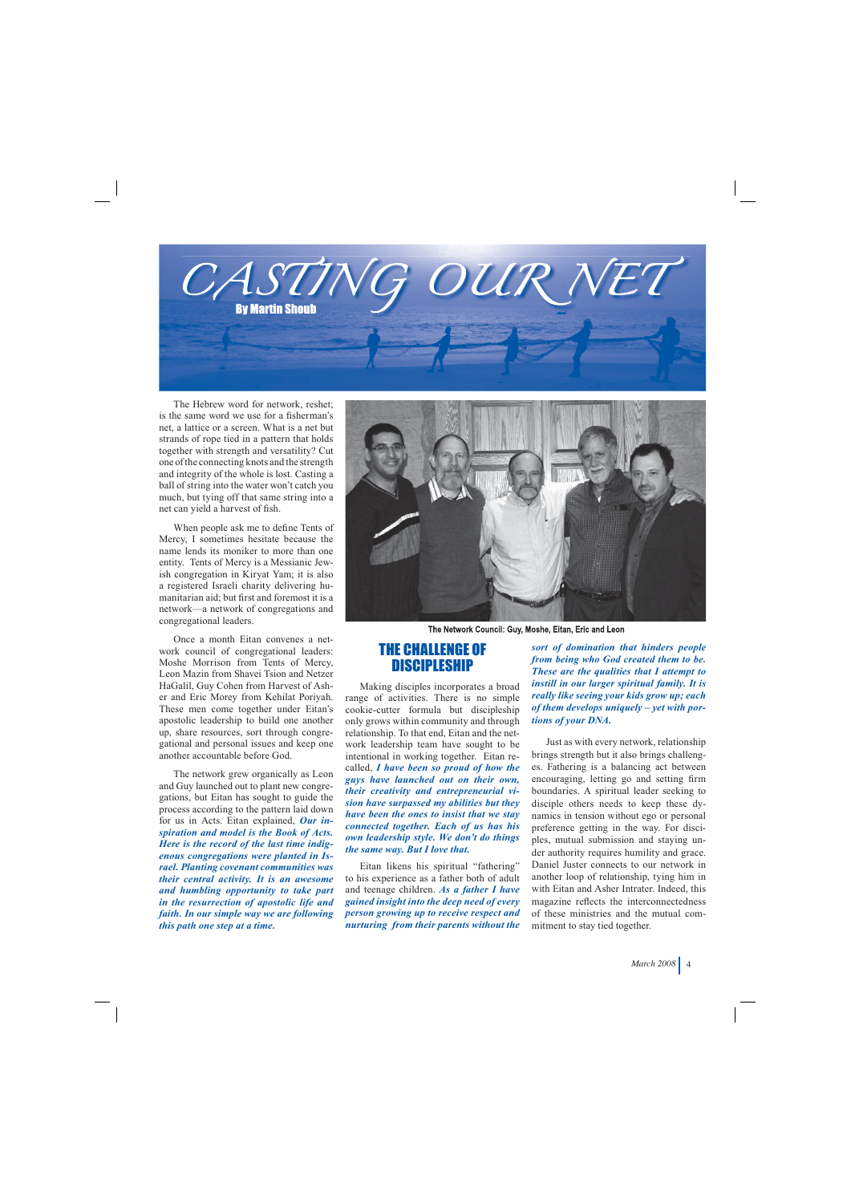# CASTING OUR NET

By Martin Shoub

The Hebrew word for network, reshet; is the same word we use for a fisherman's net, a lattice or a screen. What is a net but strands of rope tied in a pattern that holds together with strength and versatility? Cut one of the connecting knots and the strength and integrity of the whole is lost. Casting a ball of string into the water won't catch you much, but tying off that same string into a net can yield a harvest of fish.

When people ask me to define Tents of Mercy, I sometimes hesitate because the name lends its moniker to more than one entity. Tents of Mercy is a Messianic Jewish congregation in Kiryat Yam; it is also a registered Israeli charity delivering humanitarian aid; but first and foremost it is a network—a network of congregations and congregational leaders.

Once a month Eitan convenes a network council of congregational leaders: Moshe Morrison from Tents of Mercy, Leon Mazin from Shavei Tsion and Netzer HaGalil, Guy Cohen from Harvest of Asher and Eric Morey from Kehilat Poriyah. These men come together under Eitan's apostolic leadership to build one another up, share resources, sort through congregational and personal issues and keep one another accountable before God.

The network grew organically as Leon and Guy launched out to plant new congregations, but Eitan has sought to guide the process according to the pattern laid down for us in Acts. Eitan explained, ***Our inspiration and model is the Book of Acts. Here is the record of the last time indigenous congregations were planted in Israel. Planting covenant communities was their central activity. It is an awesome and humbling opportunity to take part in the resurrection of apostolic life and faith. In our simple way we are following this path one step at a time.***

The Network Council: Guy, Moshe, Eitan, Eric and Leon

## THE CHALLENGE OF DISCIPLESHIP

Making disciples incorporates a broad range of activities. There is no simple cookie-cutter formula but discipleship only grows within community and through relationship. To that end, Eitan and the network leadership team have sought to be intentional in working together. Eitan recalled, ***I have been so proud of how the guys have launched out on their own, their creativity and entrepreneurial vision have surpassed my abilities but they have been the ones to insist that we stay connected together. Each of us has his own leadership style. We don't do things the same way. But I love that.***

Eitan likens his spiritual "fathering" to his experience as a father both of adult and teenage children. ***As a father I have gained insight into the deep need of every person growing up to receive respect and nurturing from their parents without the sort of domination that hinders people from being who God created them to be. These are the qualities that I attempt to instill in our larger spiritual family. It is really like seeing your kids grow up; each of them develops uniquely – yet with portions of your DNA.***

Just as with every network, relationship brings strength but it also brings challenges. Fathering is a balancing act between encouraging, letting go and setting firm boundaries. A spiritual leader seeking to disciple others needs to keep these dynamics in tension without ego or personal preference getting in the way. For disciples, mutual submission and staying under authority requires humility and grace. Daniel Juster connects to our network in another loop of relationship, tying him in with Eitan and Asher Intrater. Indeed, this magazine reflects the interconnectedness of these ministries and the mutual commitment to stay tied together.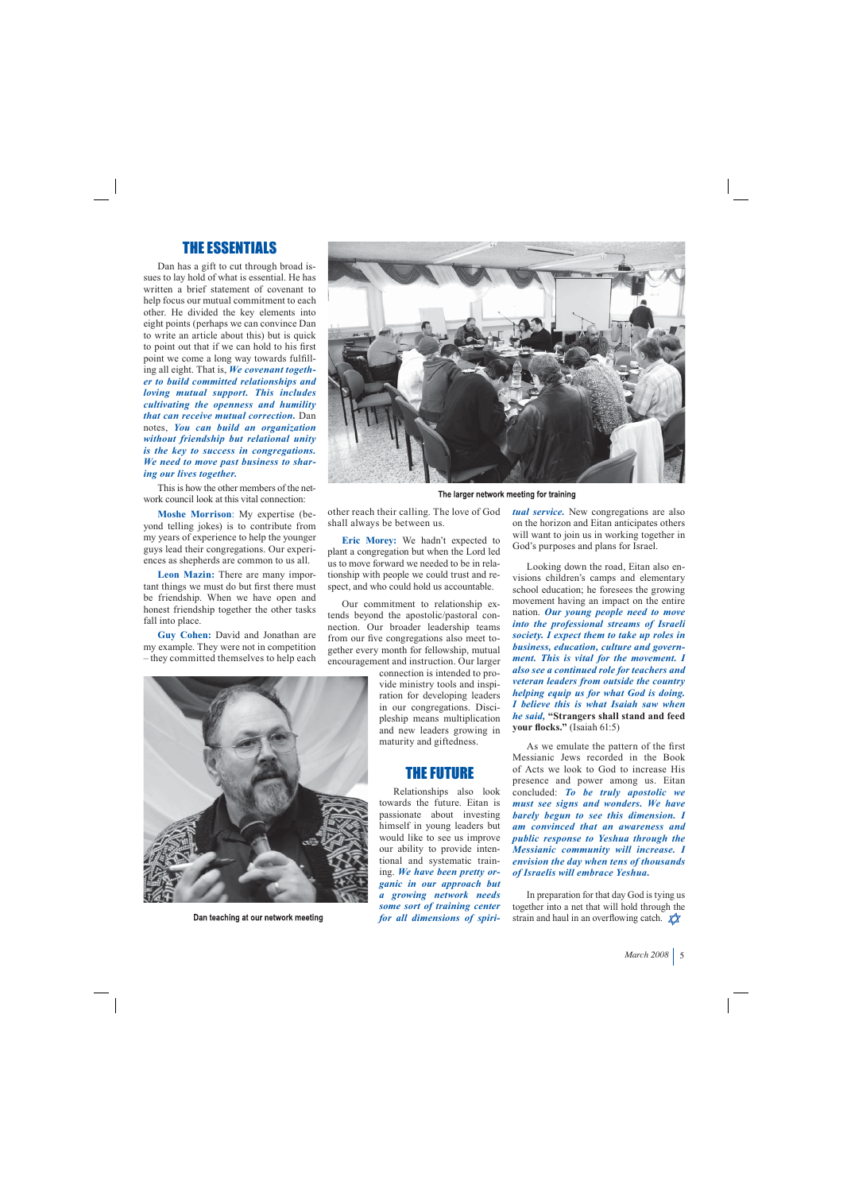## THE ESSENTIALS

Dan has a gift to cut through broad issues to lay hold of what is essential. He has written a brief statement of covenant to help focus our mutual commitment to each other. He divided the key elements into eight points (perhaps we can convince Dan to write an article about this) but is quick to point out that if we can hold to his first point we come a long way towards fulfilling all eight. That is, ***We covenant together to build committed relationships and loving mutual support. This includes cultivating the openness and humility that can receive mutual correction.*** Dan notes, ***You can build an organization without friendship but relational unity is the key to success in congregations. We need to move past business to sharing our lives together.***

This is how the other members of the network council look at this vital connection:

**Moshe Morrison**: My expertise (beyond telling jokes) is to contribute from my years of experience to help the younger guys lead their congregations. Our experiences as shepherds are common to us all.

**Leon Mazin:** There are many important things we must do but first there must be friendship. When we have open and honest friendship together the other tasks fall into place.

**Guy Cohen:** David and Jonathan are my example. They were not in competition – they committed themselves to help each other reach their calling. The love of God shall always be between us.

Dan teaching at our network meeting

The larger network meeting for training

**Eric Morey:** We hadn't expected to plant a congregation but when the Lord led us to move forward we needed to be in relationship with people we could trust and respect, and who could hold us accountable.

Our commitment to relationship extends beyond the apostolic/pastoral connection. Our broader leadership teams from our five congregations also meet together every month for fellowship, mutual encouragement and instruction. Our larger connection is intended to provide ministry tools and inspiration for developing leaders in our congregations. Discipleship means multiplication and new leaders growing in maturity and giftedness.

## THE FUTURE

Relationships also look towards the future. Eitan is passionate about investing himself in young leaders but would like to see us improve our ability to provide intentional and systematic training. ***We have been pretty organic in our approach but a growing network needs some sort of training center for all dimensions of spiritual service.*** New congregations are also on the horizon and Eitan anticipates others will want to join us in working together in God's purposes and plans for Israel.

Looking down the road, Eitan also envisions children's camps and elementary school education; he foresees the growing movement having an impact on the entire nation. ***Our young people need to move into the professional streams of Israeli society. I expect them to take up roles in business, education, culture and government. This is vital for the movement. I also see a continued role for teachers and veteran leaders from outside the country helping equip us for what God is doing. I believe this is what Isaiah saw when he said,*** **"Strangers shall stand and feed your flocks."** (Isaiah 61:5)

As we emulate the pattern of the first Messianic Jews recorded in the Book of Acts we look to God to increase His presence and power among us. Eitan concluded: ***To be truly apostolic we must see signs and wonders. We have barely begun to see this dimension. I am convinced that an awareness and public response to Yeshua through the Messianic community will increase. I envision the day when tens of thousands of Israelis will embrace Yeshua.***

In preparation for that day God is tying us together into a net that will hold through the strain and haul in an overflowing catch.